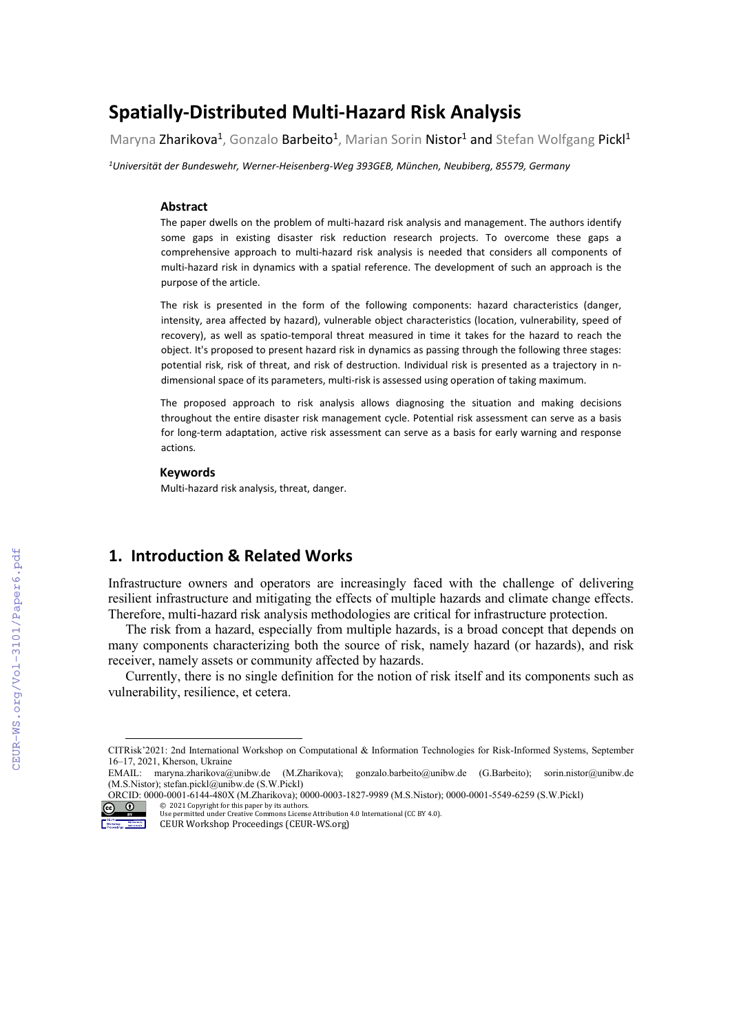# Spatially-Distributed Multi-Hazard Risk Analysis

Maryna Zharikova[1], Gonzalo Barbeito[1], Marian Sorin Nistor[1] and Stefan Wolfgang Pickl[1]

*[1]Universität der Bundeswehr, Werner-Heisenberg-Weg 393GEB, München, Neubiberg, 85579, Germany*

### Abstract

The paper dwells on the problem of multi-hazard risk analysis and management. The authors identify some gaps in existing disaster risk reduction research projects. To overcome these gaps a comprehensive approach to multi-hazard risk analysis is needed that considers all components of multi-hazard risk in dynamics with a spatial reference. The development of such an approach is the purpose of the article.

The risk is presented in the form of the following components: hazard characteristics (danger, intensity, area affected by hazard), vulnerable object characteristics (location, vulnerability, speed of recovery), as well as spatio-temporal threat measured in time it takes for the hazard to reach the object. It's proposed to present hazard risk in dynamics as passing through the following three stages: potential risk, risk of threat, and risk of destruction. Individual risk is presented as a trajectory in n-dimensional space of its parameters, multi-risk is assessed using operation of taking maximum.

The proposed approach to risk analysis allows diagnosing the situation and making decisions throughout the entire disaster risk management cycle. Potential risk assessment can serve as a basis for long-term adaptation, active risk assessment can serve as a basis for early warning and response actions.

### Keywords

Multi-hazard risk analysis, threat, danger.

## 1. Introduction & Related Works

Infrastructure owners and operators are increasingly faced with the challenge of delivering resilient infrastructure and mitigating the effects of multiple hazards and climate change effects. Therefore, multi-hazard risk analysis methodologies are critical for infrastructure protection.

The risk from a hazard, especially from multiple hazards, is a broad concept that depends on many components characterizing both the source of risk, namely hazard (or hazards), and risk receiver, namely assets or community affected by hazards.

Currently, there is no single definition for the notion of risk itself and its components such as vulnerability, resilience, et cetera.

---

CITRisk'2021: 2nd International Workshop on Computational & Information Technologies for Risk-Informed Systems, September 16–17, 2021, Kherson, Ukraine

EMAIL: maryna.zharikova@unibw.de (M.Zharikova); gonzalo.barbeito@unibw.de (G.Barbeito); sorin.nistor@unibw.de (M.S.Nistor); stefan.pickl@unibw.de (S.W.Pickl)

ORCID: 0000-0001-6144-480X (M.Zharikova); 0000-0003-1827-9989 (M.S.Nistor); 0000-0001-5549-6259 (S.W.Pickl)

© 2021 Copyright for this paper by its authors.
Use permitted under Creative Commons License Attribution 4.0 International (CC BY 4.0).
CEUR Workshop Proceedings (CEUR-WS.org)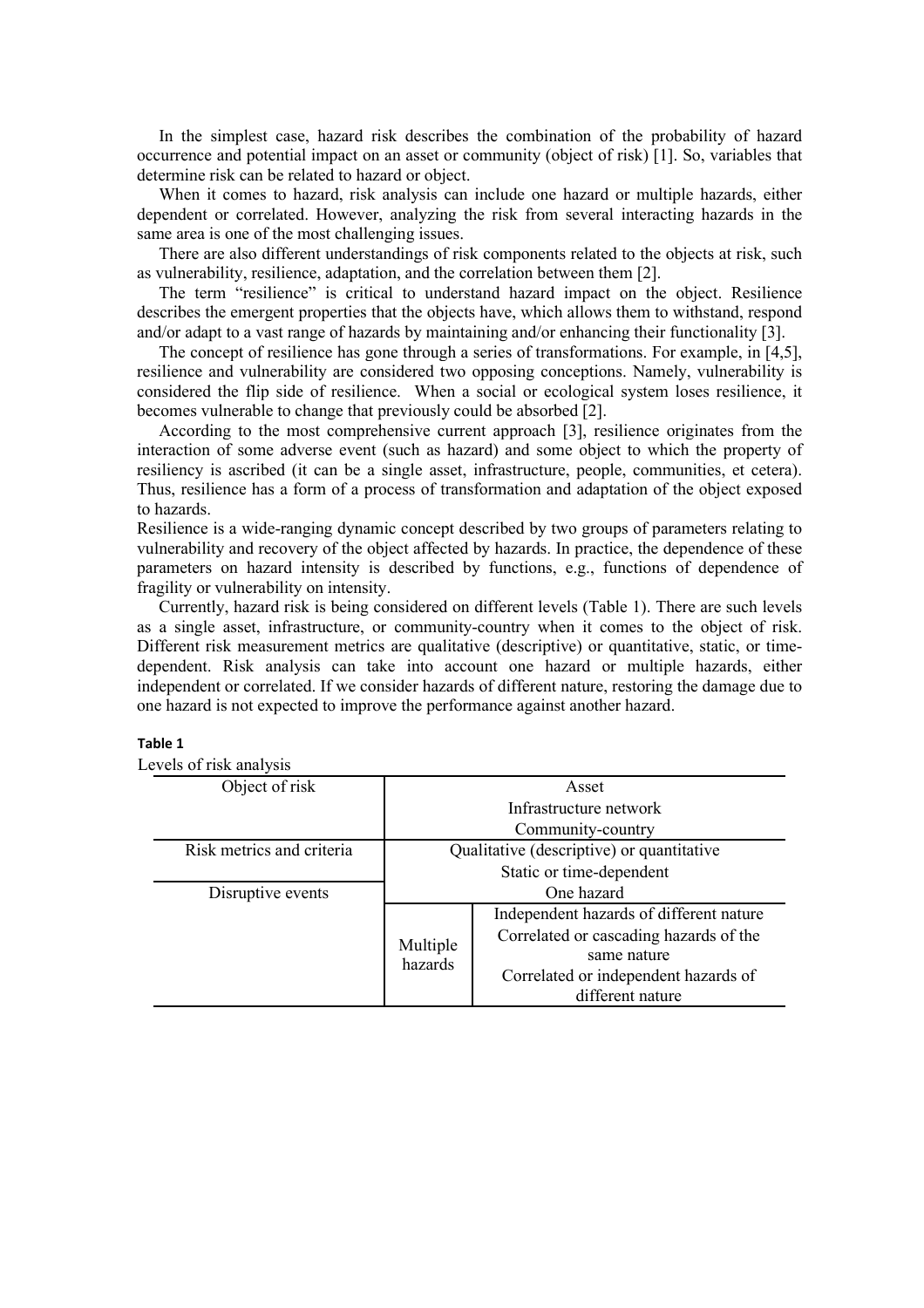In the simplest case, hazard risk describes the combination of the probability of hazard occurrence and potential impact on an asset or community (object of risk) [1]. So, variables that determine risk can be related to hazard or object.

When it comes to hazard, risk analysis can include one hazard or multiple hazards, either dependent or correlated. However, analyzing the risk from several interacting hazards in the same area is one of the most challenging issues.

There are also different understandings of risk components related to the objects at risk, such as vulnerability, resilience, adaptation, and the correlation between them [2].

The term "resilience" is critical to understand hazard impact on the object. Resilience describes the emergent properties that the objects have, which allows them to withstand, respond and/or adapt to a vast range of hazards by maintaining and/or enhancing their functionality [3].

The concept of resilience has gone through a series of transformations. For example, in [4,5], resilience and vulnerability are considered two opposing conceptions. Namely, vulnerability is considered the flip side of resilience. When a social or ecological system loses resilience, it becomes vulnerable to change that previously could be absorbed [2].

According to the most comprehensive current approach [3], resilience originates from the interaction of some adverse event (such as hazard) and some object to which the property of resiliency is ascribed (it can be a single asset, infrastructure, people, communities, et cetera). Thus, resilience has a form of a process of transformation and adaptation of the object exposed to hazards.

Resilience is a wide-ranging dynamic concept described by two groups of parameters relating to vulnerability and recovery of the object affected by hazards. In practice, the dependence of these parameters on hazard intensity is described by functions, e.g., functions of dependence of fragility or vulnerability on intensity.

Currently, hazard risk is being considered on different levels (Table 1). There are such levels as a single asset, infrastructure, or community-country when it comes to the object of risk. Different risk measurement metrics are qualitative (descriptive) or quantitative, static, or time-dependent. Risk analysis can take into account one hazard or multiple hazards, either independent or correlated. If we consider hazards of different nature, restoring the damage due to one hazard is not expected to improve the performance against another hazard.

**Table 1**

Levels of risk analysis

| Object of risk | Asset | |
|---|---|---|
| | Infrastructure network | |
| | Community-country | |
| Risk metrics and criteria | Qualitative (descriptive) or quantitative | |
| | Static or time-dependent | |
| Disruptive events | One hazard | |
| | Multiple hazards | Independent hazards of different nature |
| | | Correlated or cascading hazards of the same nature |
| | | Correlated or independent hazards of different nature |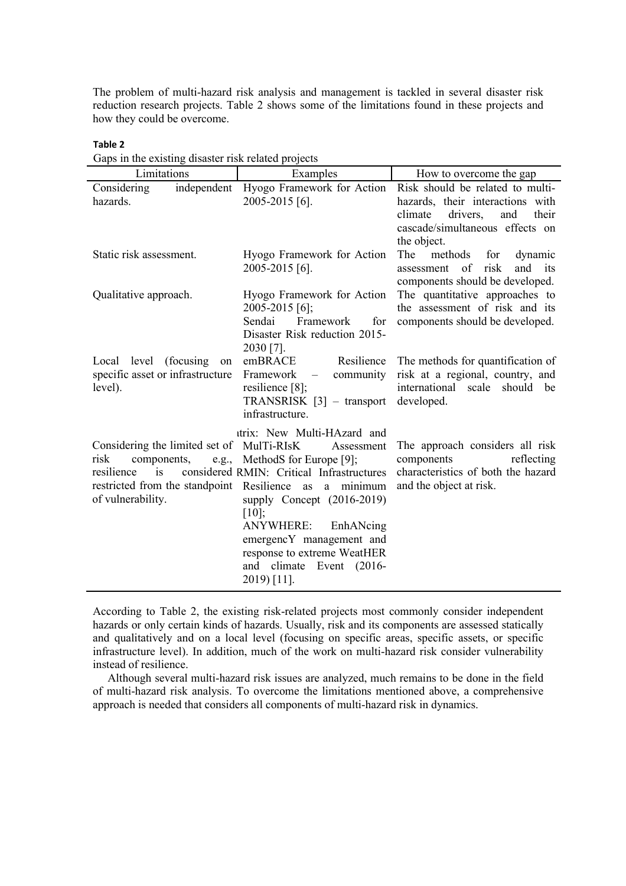The problem of multi-hazard risk analysis and management is tackled in several disaster risk reduction research projects. Table 2 shows some of the limitations found in these projects and how they could be overcome.

**Table 2**

Gaps in the existing disaster risk related projects

| Limitations | Examples | How to overcome the gap |
|---|---|---|
| Considering independent hazards. | Hyogo Framework for Action 2005-2015 [6]. | Risk should be related to multi-hazards, their interactions with climate drivers, and their cascade/simultaneous effects on the object. |
| Static risk assessment. | Hyogo Framework for Action 2005-2015 [6]. | The methods for dynamic assessment of risk and its components should be developed. |
| Qualitative approach. | Hyogo Framework for Action 2005-2015 [6]; Sendai Framework for Disaster Risk reduction 2015-2030 [7]. | The quantitative approaches to the assessment of risk and its components should be developed. |
| Local level (focusing on specific asset or infrastructure level). | emBRACE Resilience Framework – community resilience [8]; TRANSRISK [3] – transport infrastructure. | The methods for quantification of risk at a regional, country, and international scale should be developed. |
| Considering the limited set of risk components, e.g., resilience is considered restricted from the standpoint of vulnerability. | ıtrix: New Multi-HAzard and MulTi-RIsK Assessment MethodS for Europe [9]; RMIN: Critical Infrastructures Resilience as a minimum supply Concept (2016-2019) [10]; ANYWHERE: EnhANcing emergencY management and response to extreme WeatHER and climate Event (2016-2019) [11]. | The approach considers all risk components reflecting characteristics of both the hazard and the object at risk. |

According to Table 2, the existing risk-related projects most commonly consider independent hazards or only certain kinds of hazards. Usually, risk and its components are assessed statically and qualitatively and on a local level (focusing on specific areas, specific assets, or specific infrastructure level). In addition, much of the work on multi-hazard risk consider vulnerability instead of resilience.

Although several multi-hazard risk issues are analyzed, much remains to be done in the field of multi-hazard risk analysis. To overcome the limitations mentioned above, a comprehensive approach is needed that considers all components of multi-hazard risk in dynamics.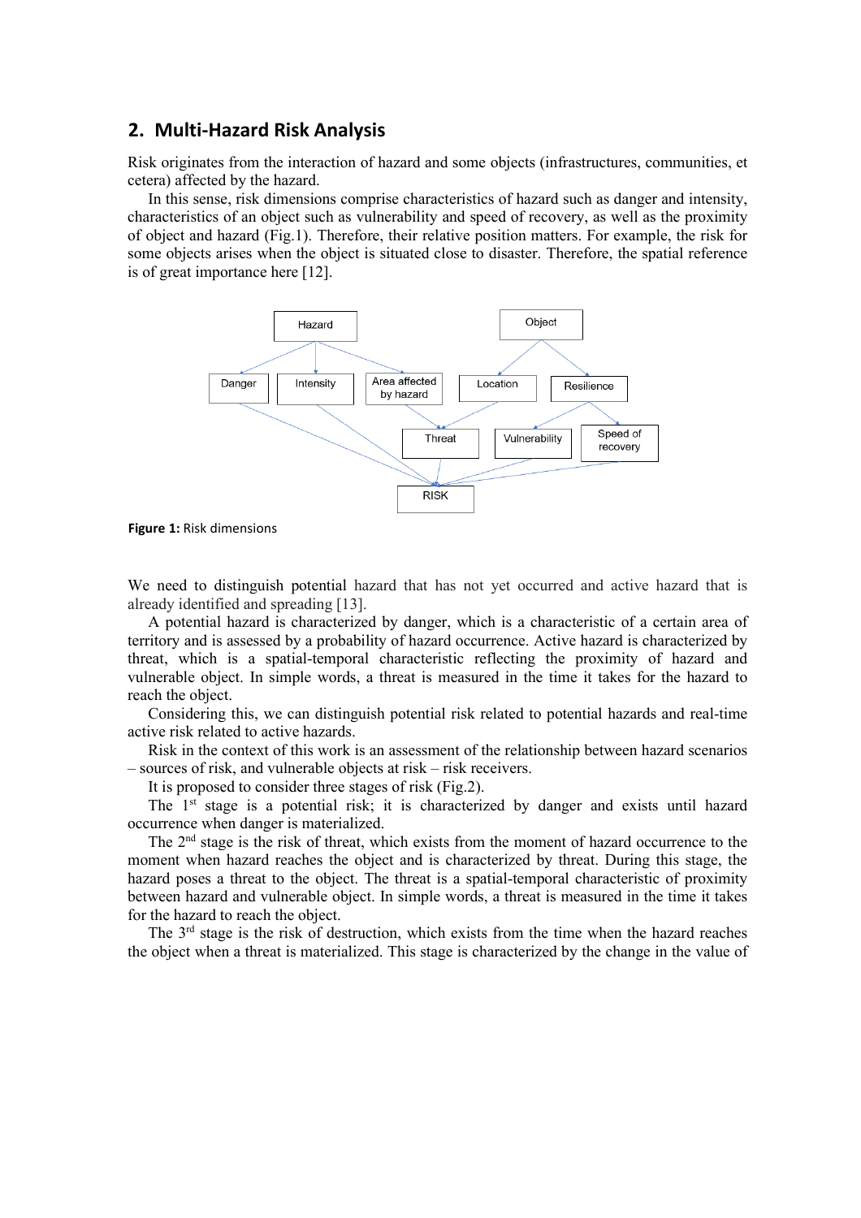## 2. Multi-Hazard Risk Analysis

Risk originates from the interaction of hazard and some objects (infrastructures, communities, et cetera) affected by the hazard.

In this sense, risk dimensions comprise characteristics of hazard such as danger and intensity, characteristics of an object such as vulnerability and speed of recovery, as well as the proximity of object and hazard (Fig.1). Therefore, their relative position matters. For example, the risk for some objects arises when the object is situated close to disaster. Therefore, the spatial reference is of great importance here [12].

**Figure 1:** Risk dimensions

We need to distinguish potential hazard that has not yet occurred and active hazard that is already identified and spreading [13].

A potential hazard is characterized by danger, which is a characteristic of a certain area of territory and is assessed by a probability of hazard occurrence. Active hazard is characterized by threat, which is a spatial-temporal characteristic reflecting the proximity of hazard and vulnerable object. In simple words, a threat is measured in the time it takes for the hazard to reach the object.

Considering this, we can distinguish potential risk related to potential hazards and real-time active risk related to active hazards.

Risk in the context of this work is an assessment of the relationship between hazard scenarios – sources of risk, and vulnerable objects at risk – risk receivers.

It is proposed to consider three stages of risk (Fig.2).

The 1st stage is a potential risk; it is characterized by danger and exists until hazard occurrence when danger is materialized.

The 2nd stage is the risk of threat, which exists from the moment of hazard occurrence to the moment when hazard reaches the object and is characterized by threat. During this stage, the hazard poses a threat to the object. The threat is a spatial-temporal characteristic of proximity between hazard and vulnerable object. In simple words, a threat is measured in the time it takes for the hazard to reach the object.

The 3rd stage is the risk of destruction, which exists from the time when the hazard reaches the object when a threat is materialized. This stage is characterized by the change in the value of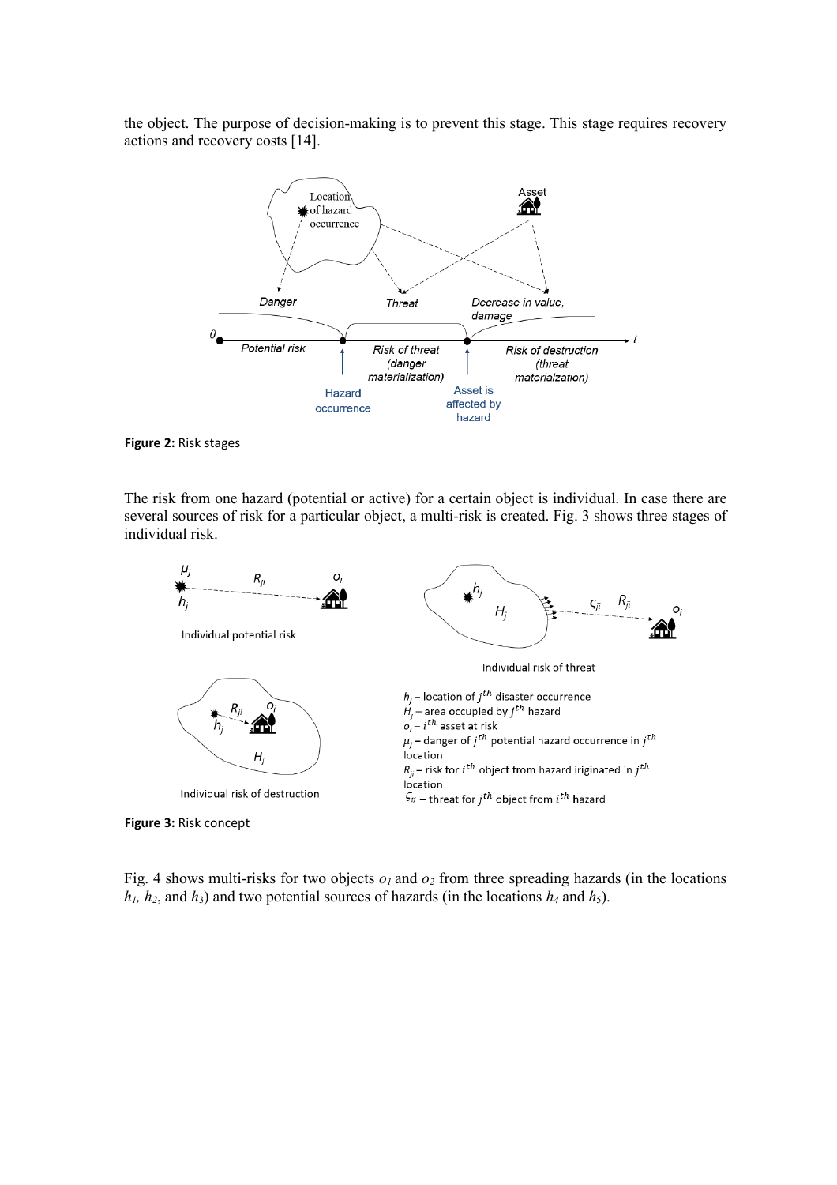the object. The purpose of decision-making is to prevent this stage. This stage requires recovery actions and recovery costs [14].

**Figure 2:** Risk stages

The risk from one hazard (potential or active) for a certain object is individual. In case there are several sources of risk for a particular object, a multi-risk is created. Fig. 3 shows three stages of individual risk.

**Figure 3:** Risk concept

Fig. 4 shows multi-risks for two objects $o_1$ and $o_2$ from three spreading hazards (in the locations $h_1$, $h_2$, and $h_3$) and two potential sources of hazards (in the locations $h_4$ and $h_5$).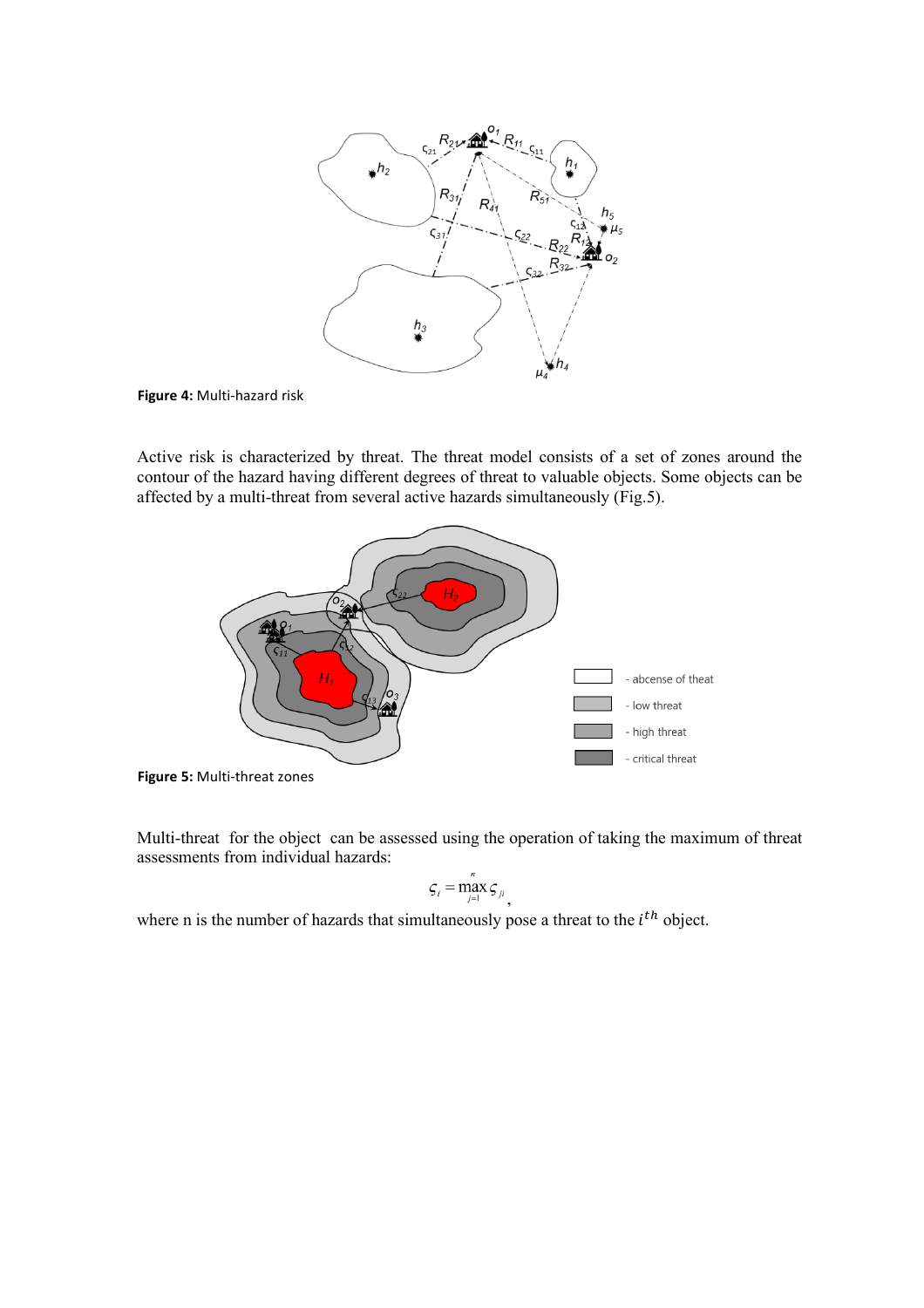**Figure 4:** Multi-hazard risk

Active risk is characterized by threat. The threat model consists of a set of zones around the contour of the hazard having different degrees of threat to valuable objects. Some objects can be affected by a multi-threat from several active hazards simultaneously (Fig.5).

**Figure 5:** Multi-threat zones

Multi-threat for the object can be assessed using the operation of taking the maximum of threat assessments from individual hazards:

$$\varsigma_i = \max_{j=1}^{n} \varsigma_{ji},$$

where n is the number of hazards that simultaneously pose a threat to the $i^{th}$ object.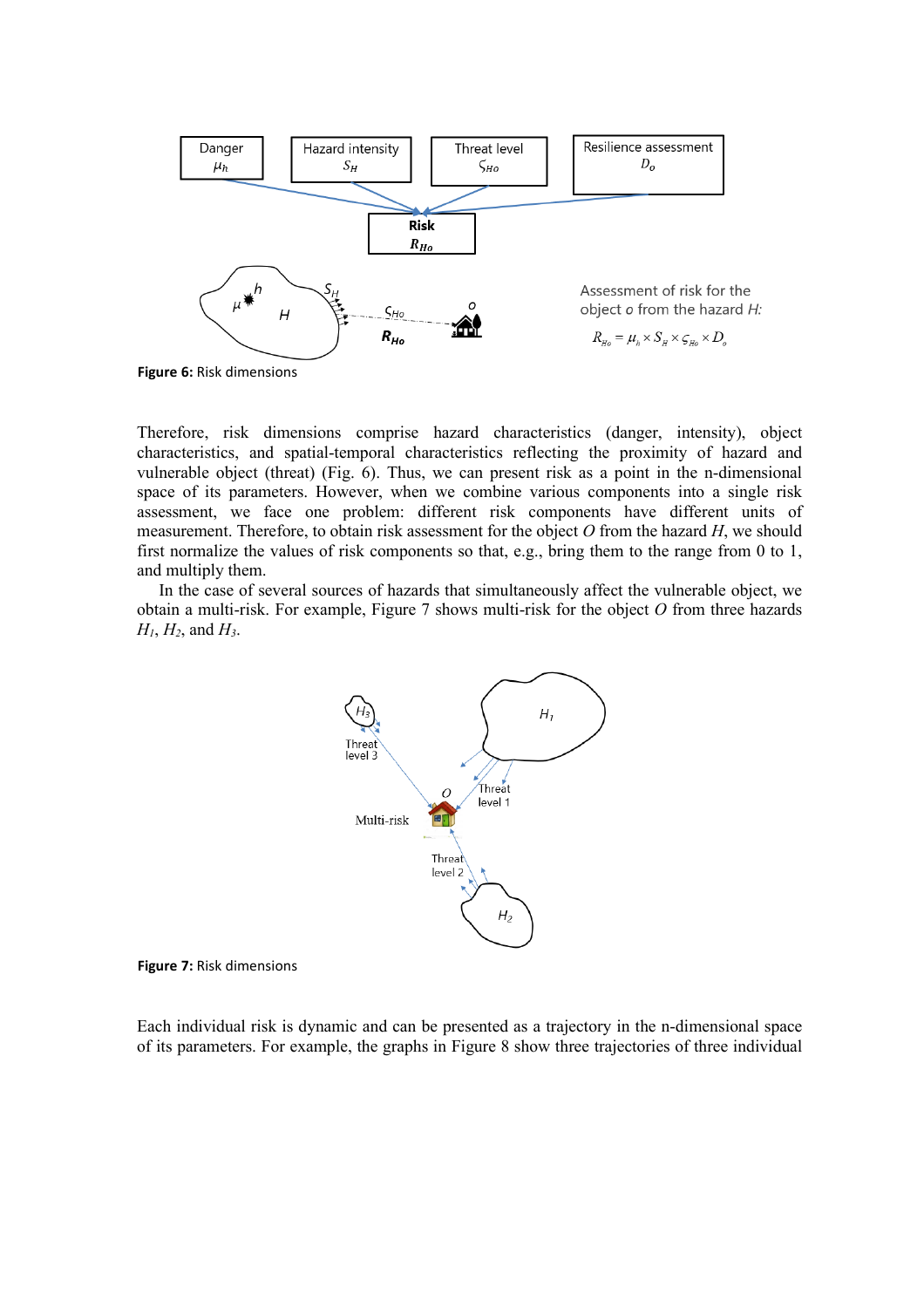**Figure 6:** Risk dimensions

Therefore, risk dimensions comprise hazard characteristics (danger, intensity), object characteristics, and spatial-temporal characteristics reflecting the proximity of hazard and vulnerable object (threat) (Fig. 6). Thus, we can present risk as a point in the n-dimensional space of its parameters. However, when we combine various components into a single risk assessment, we face one problem: different risk components have different units of measurement. Therefore, to obtain risk assessment for the object $O$ from the hazard $H$, we should first normalize the values of risk components so that, e.g., bring them to the range from 0 to 1, and multiply them.

In the case of several sources of hazards that simultaneously affect the vulnerable object, we obtain a multi-risk. For example, Figure 7 shows multi-risk for the object $O$ from three hazards $H_1$, $H_2$, and $H_3$.

**Figure 7:** Risk dimensions

Each individual risk is dynamic and can be presented as a trajectory in the n-dimensional space of its parameters. For example, the graphs in Figure 8 show three trajectories of three individual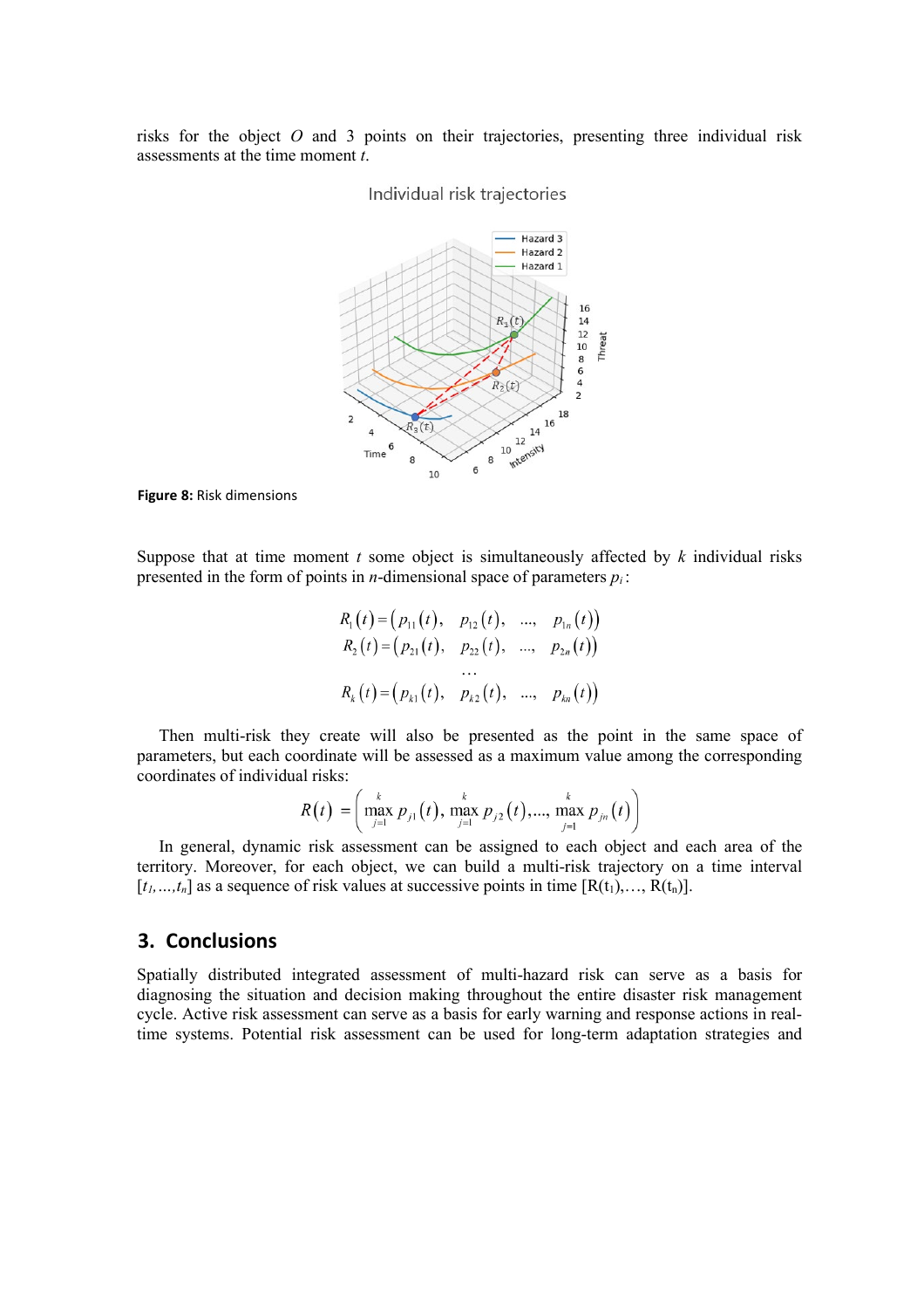risks for the object $O$ and 3 points on their trajectories, presenting three individual risk assessments at the time moment $t$.

**Figure 8:** Risk dimensions

Suppose that at time moment $t$ some object is simultaneously affected by $k$ individual risks presented in the form of points in $n$-dimensional space of parameters $p_i$:

$$
\begin{aligned}
R_1(t) &= \left(p_{11}(t),\ \ p_{12}(t),\ \ \ldots,\ \ p_{1n}(t)\right) \\
R_2(t) &= \left(p_{21}(t),\ \ p_{22}(t),\ \ \ldots,\ \ p_{2n}(t)\right) \\
&\ldots \\
R_k(t) &= \left(p_{k1}(t),\ \ p_{k2}(t),\ \ \ldots,\ \ p_{kn}(t)\right)
\end{aligned}
$$

Then multi-risk they create will also be presented as the point in the same space of parameters, but each coordinate will be assessed as a maximum value among the corresponding coordinates of individual risks:

$$
R(t) = \left( \max_{j=1}^{k} p_{j1}(t),\ \max_{j=1}^{k} p_{j2}(t), \ldots,\ \max_{j=1}^{k} p_{jn}(t) \right)
$$

In general, dynamic risk assessment can be assigned to each object and each area of the territory. Moreover, for each object, we can build a multi-risk trajectory on a time interval $[t_1,\ldots,t_n]$ as a sequence of risk values at successive points in time $[R(t_1),\ldots, R(t_n)]$.

## 3. Conclusions

Spatially distributed integrated assessment of multi-hazard risk can serve as a basis for diagnosing the situation and decision making throughout the entire disaster risk management cycle. Active risk assessment can serve as a basis for early warning and response actions in real-time systems. Potential risk assessment can be used for long-term adaptation strategies and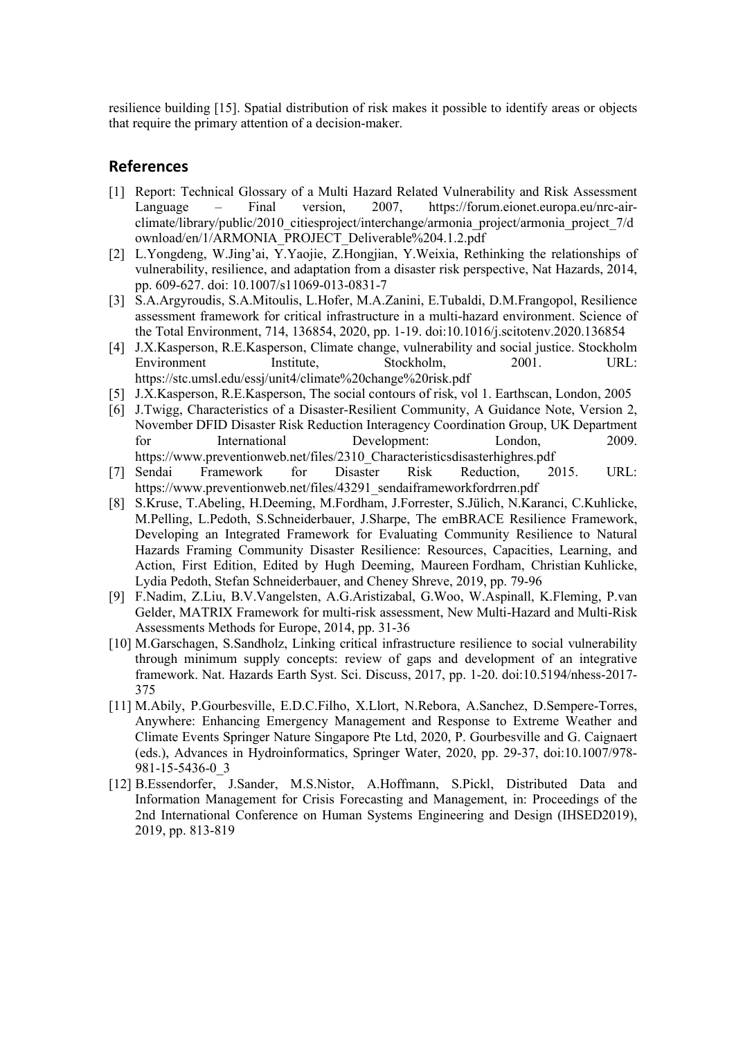resilience building [15]. Spatial distribution of risk makes it possible to identify areas or objects that require the primary attention of a decision-maker.

## References

[1] Report: Technical Glossary of a Multi Hazard Related Vulnerability and Risk Assessment Language – Final version, 2007, https://forum.eionet.europa.eu/nrc-air-climate/library/public/2010_citiesproject/interchange/armonia_project/armonia_project_7/download/en/1/ARMONIA_PROJECT_Deliverable%204.1.2.pdf

[2] L.Yongdeng, W.Jing'ai, Y.Yaojie, Z.Hongjian, Y.Weixia, Rethinking the relationships of vulnerability, resilience, and adaptation from a disaster risk perspective, Nat Hazards, 2014, pp. 609-627. doi: 10.1007/s11069-013-0831-7

[3] S.A.Argyroudis, S.A.Mitoulis, L.Hofer, M.A.Zanini, E.Tubaldi, D.M.Frangopol, Resilience assessment framework for critical infrastructure in a multi-hazard environment. Science of the Total Environment, 714, 136854, 2020, pp. 1-19. doi:10.1016/j.scitotenv.2020.136854

[4] J.X.Kasperson, R.E.Kasperson, Climate change, vulnerability and social justice. Stockholm Environment Institute, Stockholm, 2001. URL: https://stc.umsl.edu/essj/unit4/climate%20change%20risk.pdf

[5] J.X.Kasperson, R.E.Kasperson, The social contours of risk, vol 1. Earthscan, London, 2005

[6] J.Twigg, Characteristics of a Disaster-Resilient Community, A Guidance Note, Version 2, November DFID Disaster Risk Reduction Interagency Coordination Group, UK Department for International Development: London, 2009. https://www.preventionweb.net/files/2310_Characteristicsdisasterhighres.pdf

[7] Sendai Framework for Disaster Risk Reduction, 2015. URL: https://www.preventionweb.net/files/43291_sendaiframeworkfordrren.pdf

[8] S.Kruse, T.Abeling, H.Deeming, M.Fordham, J.Forrester, S.Jülich, N.Karanci, C.Kuhlicke, M.Pelling, L.Pedoth, S.Schneiderbauer, J.Sharpe, The emBRACE Resilience Framework, Developing an Integrated Framework for Evaluating Community Resilience to Natural Hazards Framing Community Disaster Resilience: Resources, Capacities, Learning, and Action, First Edition, Edited by Hugh Deeming, Maureen Fordham, Christian Kuhlicke, Lydia Pedoth, Stefan Schneiderbauer, and Cheney Shreve, 2019, pp. 79-96

[9] F.Nadim, Z.Liu, B.V.Vangelsten, A.G.Aristizabal, G.Woo, W.Aspinall, K.Fleming, P.van Gelder, MATRIX Framework for multi-risk assessment, New Multi-Hazard and Multi-Risk Assessments Methods for Europe, 2014, pp. 31-36

[10] M.Garschagen, S.Sandholz, Linking critical infrastructure resilience to social vulnerability through minimum supply concepts: review of gaps and development of an integrative framework. Nat. Hazards Earth Syst. Sci. Discuss, 2017, pp. 1-20. doi:10.5194/nhess-2017-375

[11] M.Abily, P.Gourbesville, E.D.C.Filho, X.Llort, N.Rebora, A.Sanchez, D.Sempere-Torres, Anywhere: Enhancing Emergency Management and Response to Extreme Weather and Climate Events Springer Nature Singapore Pte Ltd, 2020, P. Gourbesville and G. Caignaert (eds.), Advances in Hydroinformatics, Springer Water, 2020, pp. 29-37, doi:10.1007/978-981-15-5436-0_3

[12] B.Essendorfer, J.Sander, M.S.Nistor, A.Hoffmann, S.Pickl, Distributed Data and Information Management for Crisis Forecasting and Management, in: Proceedings of the 2nd International Conference on Human Systems Engineering and Design (IHSED2019), 2019, pp. 813-819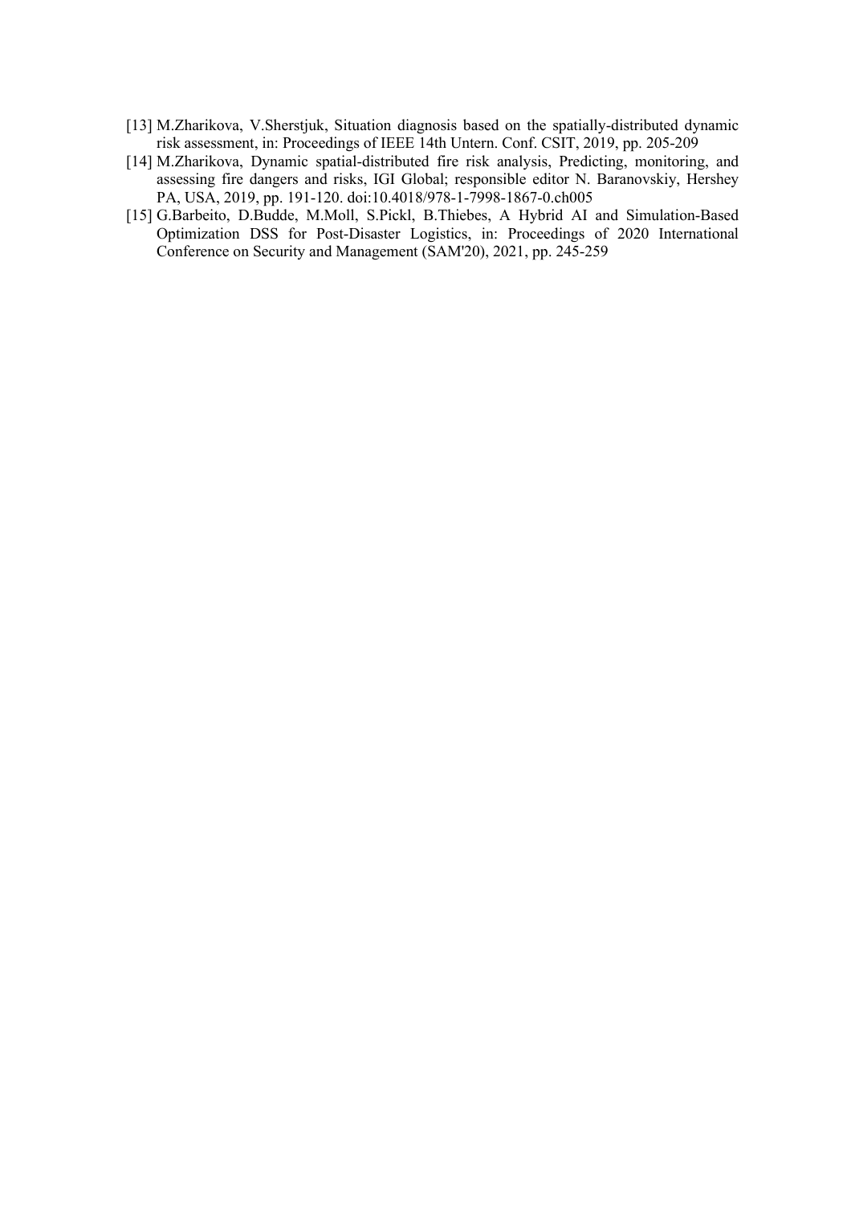[13] M.Zharikova, V.Sherstjuk, Situation diagnosis based on the spatially-distributed dynamic risk assessment, in: Proceedings of IEEE 14th Untern. Conf. CSIT, 2019, pp. 205-209

[14] M.Zharikova, Dynamic spatial-distributed fire risk analysis, Predicting, monitoring, and assessing fire dangers and risks, IGI Global; responsible editor N. Baranovskiy, Hershey PA, USA, 2019, pp. 191-120. doi:10.4018/978-1-7998-1867-0.ch005

[15] G.Barbeito, D.Budde, M.Moll, S.Pickl, B.Thiebes, A Hybrid AI and Simulation-Based Optimization DSS for Post-Disaster Logistics, in: Proceedings of 2020 International Conference on Security and Management (SAM'20), 2021, pp. 245-259